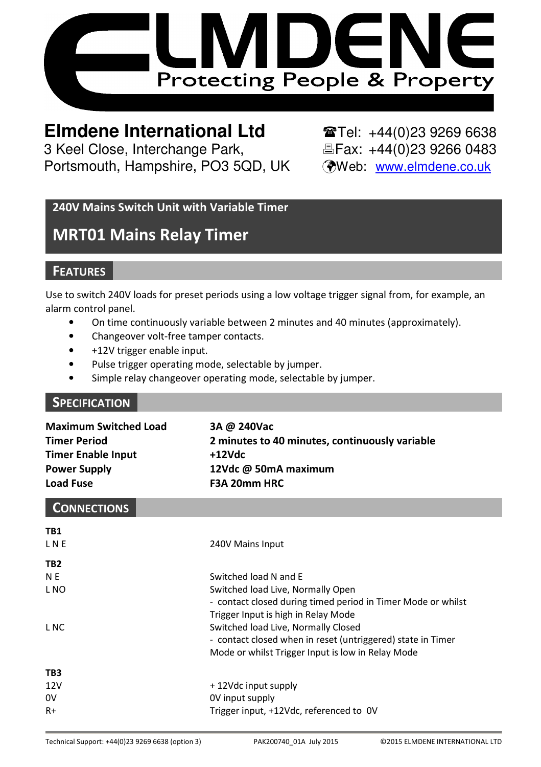# ELMDENE

Protecting People & Property

**Elmdene International Ltd**
3 Keel Close, Interchange Park,
Portsmouth, Hampshire, PO3 5QD, UK

☎Tel: +44(0)23 9269 6638
Fax: +44(0)23 9266 0483
Web: www.elmdene.co.uk

**240V Mains Switch Unit with Variable Timer**

# MRT01 Mains Relay Timer

## FEATURES

Use to switch 240V loads for preset periods using a low voltage trigger signal from, for example, an alarm control panel.

- On time continuously variable between 2 minutes and 40 minutes (approximately).
- Changeover volt-free tamper contacts.
- +12V trigger enable input.
- Pulse trigger operating mode, selectable by jumper.
- Simple relay changeover operating mode, selectable by jumper.

## SPECIFICATION

| | |
|---|---|
| **Maximum Switched Load** | **3A @ 240Vac** |
| **Timer Period** | **2 minutes to 40 minutes, continuously variable** |
| **Timer Enable Input** | **+12Vdc** |
| **Power Supply** | **12Vdc @ 50mA maximum** |
| **Load Fuse** | **F3A 20mm HRC** |

## CONNECTIONS

**TB1**

| | |
|---|---|
| L N E | 240V Mains Input |

**TB2**

| | |
|---|---|
| N E | Switched load N and E |
| L NO | Switched load Live, Normally Open - contact closed during timed period in Timer Mode or whilst Trigger Input is high in Relay Mode |
| L NC | Switched load Live, Normally Closed - contact closed when in reset (untriggered) state in Timer Mode or whilst Trigger Input is low in Relay Mode |

**TB3**

| | |
|---|---|
| 12V | + 12Vdc input supply |
| 0V | 0V input supply |
| R+ | Trigger input, +12Vdc, referenced to 0V |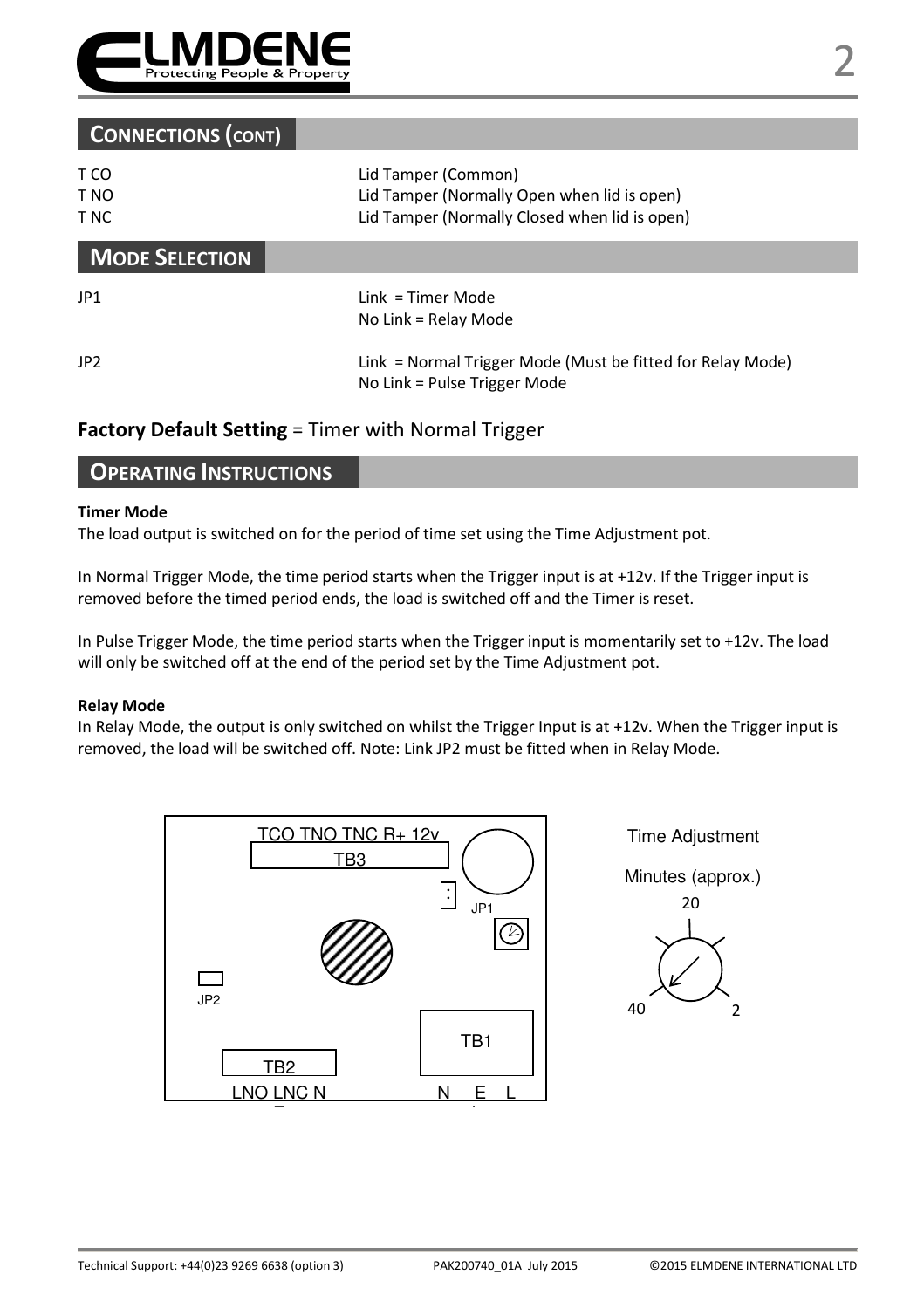## CONNECTIONS (CONT)

| | |
|---|---|
| T CO | Lid Tamper (Common) |
| T NO | Lid Tamper (Normally Open when lid is open) |
| T NC | Lid Tamper (Normally Closed when lid is open) |

## MODE SELECTION

| | |
|---|---|
| JP1 | Link = Timer Mode<br>No Link = Relay Mode |
| JP2 | Link = Normal Trigger Mode (Must be fitted for Relay Mode)<br>No Link = Pulse Trigger Mode |

**Factory Default Setting** = Timer with Normal Trigger

## OPERATING INSTRUCTIONS

**Timer Mode**

The load output is switched on for the period of time set using the Time Adjustment pot.

In Normal Trigger Mode, the time period starts when the Trigger input is at +12v. If the Trigger input is removed before the timed period ends, the load is switched off and the Timer is reset.

In Pulse Trigger Mode, the time period starts when the Trigger input is momentarily set to +12v. The load will only be switched off at the end of the period set by the Time Adjustment pot.

**Relay Mode**

In Relay Mode, the output is only switched on whilst the Trigger Input is at +12v. When the Trigger input is removed, the load will be switched off. Note: Link JP2 must be fitted when in Relay Mode.

TCO TNO TNC R+ 12v

TB3

JP1

JP2

TB1

TB2

LNO LNC N N E L

Time Adjustment

Minutes (approx.)

20

40 2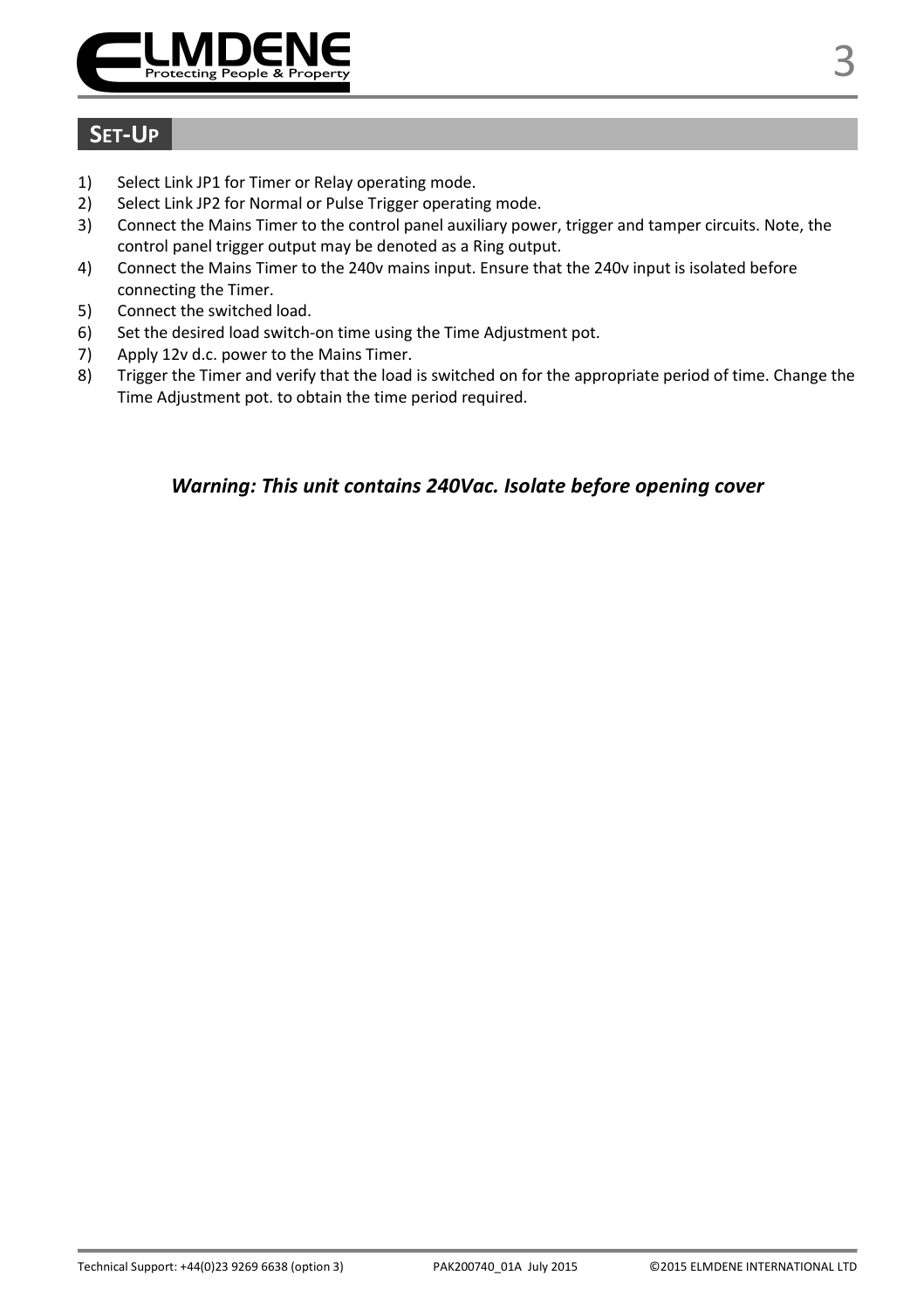## SET-UP

1) Select Link JP1 for Timer or Relay operating mode.
2) Select Link JP2 for Normal or Pulse Trigger operating mode.
3) Connect the Mains Timer to the control panel auxiliary power, trigger and tamper circuits. Note, the control panel trigger output may be denoted as a Ring output.
4) Connect the Mains Timer to the 240v mains input. Ensure that the 240v input is isolated before connecting the Timer.
5) Connect the switched load.
6) Set the desired load switch-on time using the Time Adjustment pot.
7) Apply 12v d.c. power to the Mains Timer.
8) Trigger the Timer and verify that the load is switched on for the appropriate period of time. Change the Time Adjustment pot. to obtain the time period required.

***Warning: This unit contains 240Vac. Isolate before opening cover***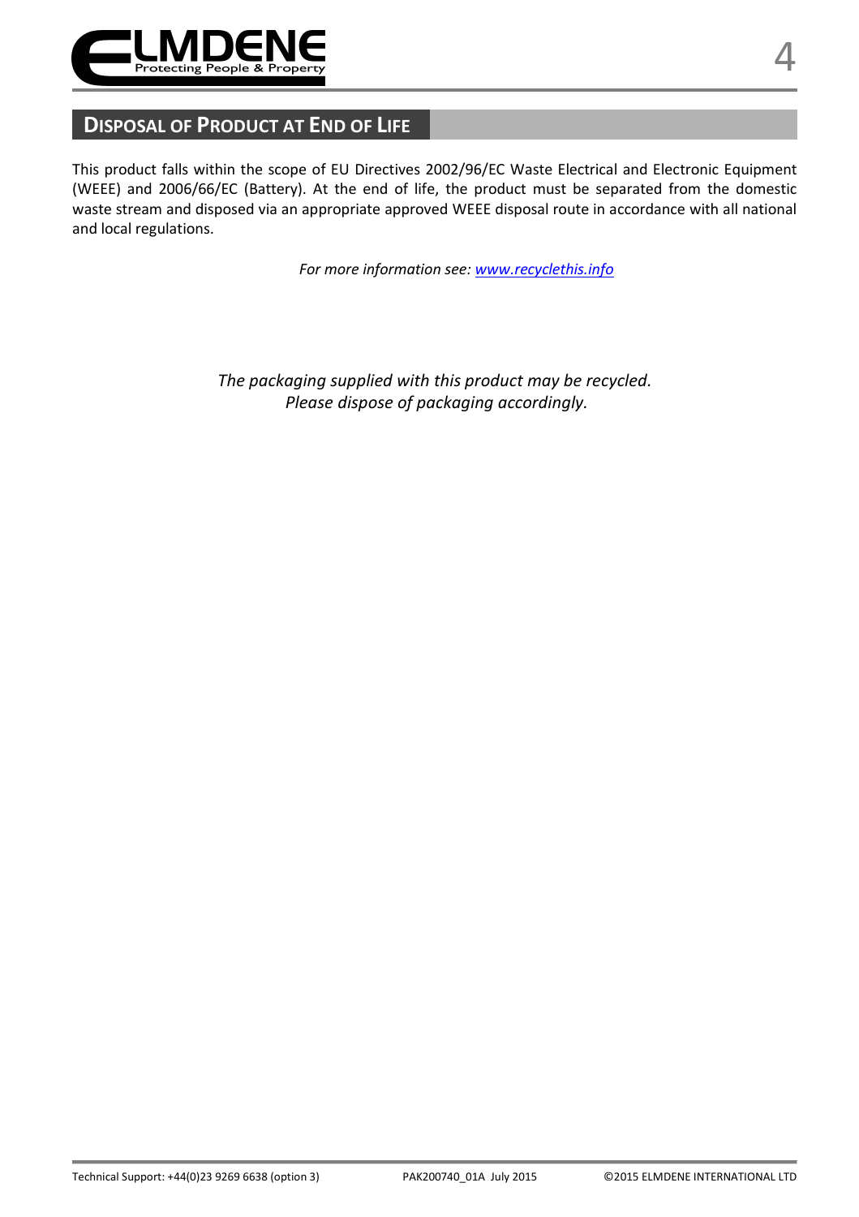## Disposal of Product at End of Life

This product falls within the scope of EU Directives 2002/96/EC Waste Electrical and Electronic Equipment (WEEE) and 2006/66/EC (Battery). At the end of life, the product must be separated from the domestic waste stream and disposed via an appropriate approved WEEE disposal route in accordance with all national and local regulations.

*For more information see: www.recyclethis.info*

*The packaging supplied with this product may be recycled.*
*Please dispose of packaging accordingly.*